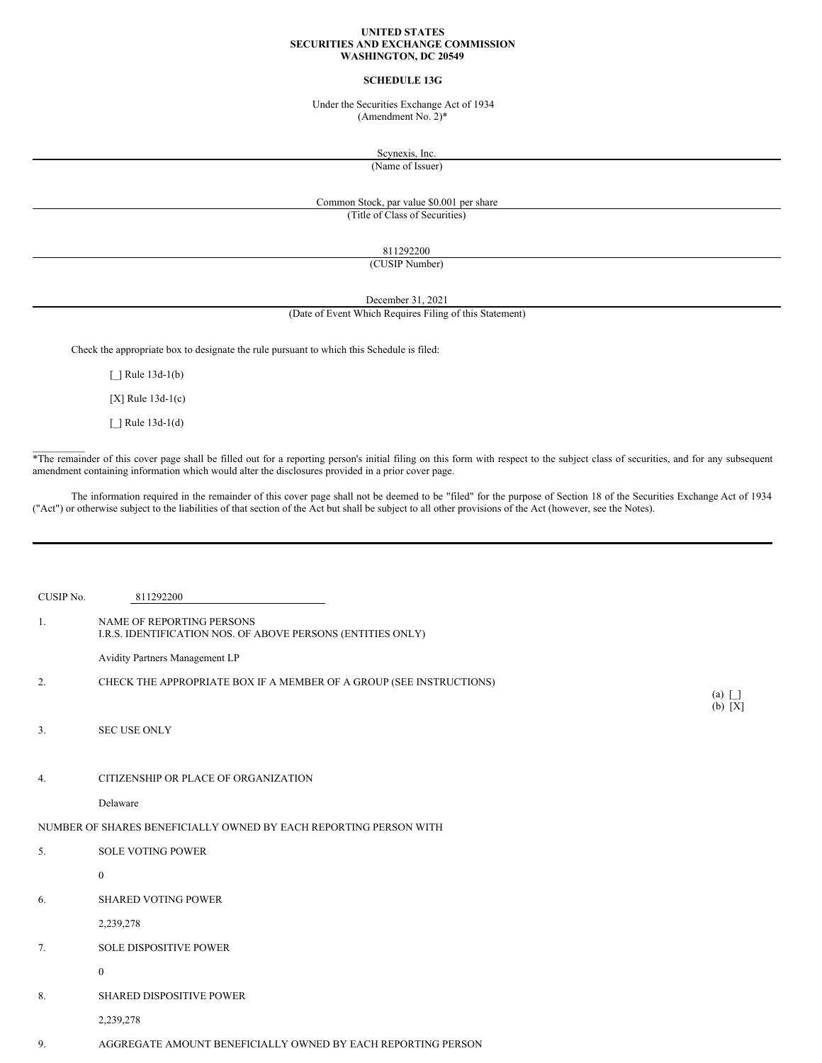**UNITED STATES**
**SECURITIES AND EXCHANGE COMMISSION**
**WASHINGTON, DC 20549**

**SCHEDULE 13G**

Under the Securities Exchange Act of 1934
(Amendment No. 2)*

Scynexis, Inc.
(Name of Issuer)

Common Stock, par value $0.001 per share
(Title of Class of Securities)

811292200
(CUSIP Number)

December 31, 2021
(Date of Event Which Requires Filing of this Statement)

Check the appropriate box to designate the rule pursuant to which this Schedule is filed:

[_] Rule 13d-1(b)

[X] Rule 13d-1(c)

[_] Rule 13d-1(d)

__________

*The remainder of this cover page shall be filled out for a reporting person's initial filing on this form with respect to the subject class of securities, and for any subsequent amendment containing information which would alter the disclosures provided in a prior cover page.

The information required in the remainder of this cover page shall not be deemed to be "filed" for the purpose of Section 18 of the Securities Exchange Act of 1934 ("Act") or otherwise subject to the liabilities of that section of the Act but shall be subject to all other provisions of the Act (however, see the Notes).

---

CUSIP No. 811292200

1. NAME OF REPORTING PERSONS
I.R.S. IDENTIFICATION NOS. OF ABOVE PERSONS (ENTITIES ONLY)

   Avidity Partners Management LP

2. CHECK THE APPROPRIATE BOX IF A MEMBER OF A GROUP (SEE INSTRUCTIONS)

   (a) [_]
   (b) [X]

3. SEC USE ONLY

4. CITIZENSHIP OR PLACE OF ORGANIZATION

   Delaware

NUMBER OF SHARES BENEFICIALLY OWNED BY EACH REPORTING PERSON WITH

5. SOLE VOTING POWER

   0

6. SHARED VOTING POWER

   2,239,278

7. SOLE DISPOSITIVE POWER

   0

8. SHARED DISPOSITIVE POWER

   2,239,278

9. AGGREGATE AMOUNT BENEFICIALLY OWNED BY EACH REPORTING PERSON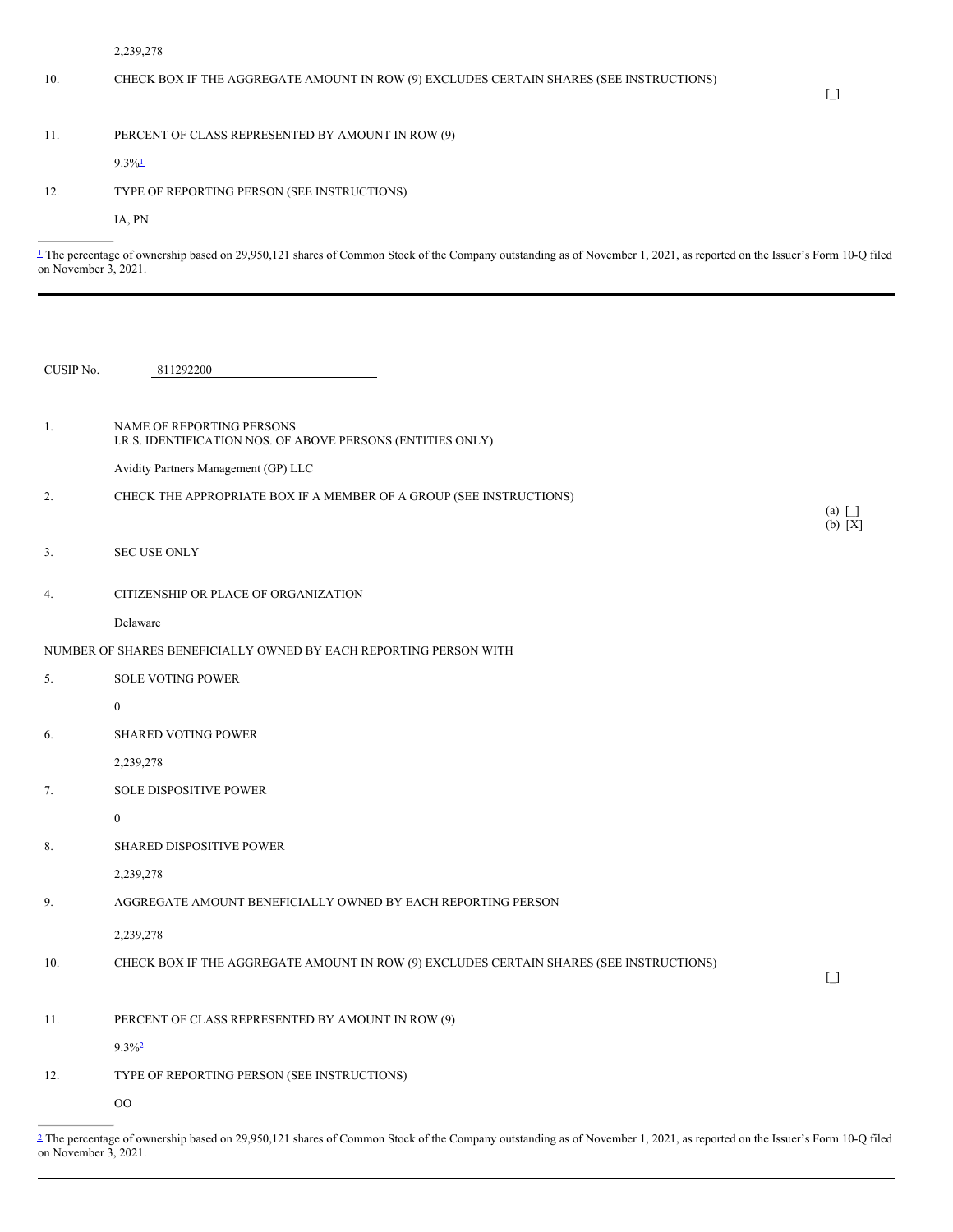2,239,278

| | | |
|---|---|---|
| 10. | CHECK BOX IF THE AGGREGATE AMOUNT IN ROW (9) EXCLUDES CERTAIN SHARES (SEE INSTRUCTIONS) | [_] |
| 11. | PERCENT OF CLASS REPRESENTED BY AMOUNT IN ROW (9) | |
| | 9.3%[1] | |
| 12. | TYPE OF REPORTING PERSON (SEE INSTRUCTIONS) | |
| | IA, PN | |

[1] The percentage of ownership based on 29,950,121 shares of Common Stock of the Company outstanding as of November 1, 2021, as reported on the Issuer's Form 10-Q filed on November 3, 2021.

---

CUSIP No. 811292200

| | | |
|---|---|---|
| 1. | NAME OF REPORTING PERSONS<br>I.R.S. IDENTIFICATION NOS. OF ABOVE PERSONS (ENTITIES ONLY) | |
| | Avidity Partners Management (GP) LLC | |
| 2. | CHECK THE APPROPRIATE BOX IF A MEMBER OF A GROUP (SEE INSTRUCTIONS) | (a) [_]<br>(b) [X] |
| 3. | SEC USE ONLY | |
| 4. | CITIZENSHIP OR PLACE OF ORGANIZATION | |
| | Delaware | |
| NUMBER OF SHARES BENEFICIALLY OWNED BY EACH REPORTING PERSON WITH | | |
| 5. | SOLE VOTING POWER | |
| | 0 | |
| 6. | SHARED VOTING POWER | |
| | 2,239,278 | |
| 7. | SOLE DISPOSITIVE POWER | |
| | 0 | |
| 8. | SHARED DISPOSITIVE POWER | |
| | 2,239,278 | |
| 9. | AGGREGATE AMOUNT BENEFICIALLY OWNED BY EACH REPORTING PERSON | |
| | 2,239,278 | |
| 10. | CHECK BOX IF THE AGGREGATE AMOUNT IN ROW (9) EXCLUDES CERTAIN SHARES (SEE INSTRUCTIONS) | [_] |
| 11. | PERCENT OF CLASS REPRESENTED BY AMOUNT IN ROW (9) | |
| | 9.3%[2] | |
| 12. | TYPE OF REPORTING PERSON (SEE INSTRUCTIONS) | |
| | OO | |

[2] The percentage of ownership based on 29,950,121 shares of Common Stock of the Company outstanding as of November 1, 2021, as reported on the Issuer's Form 10-Q filed on November 3, 2021.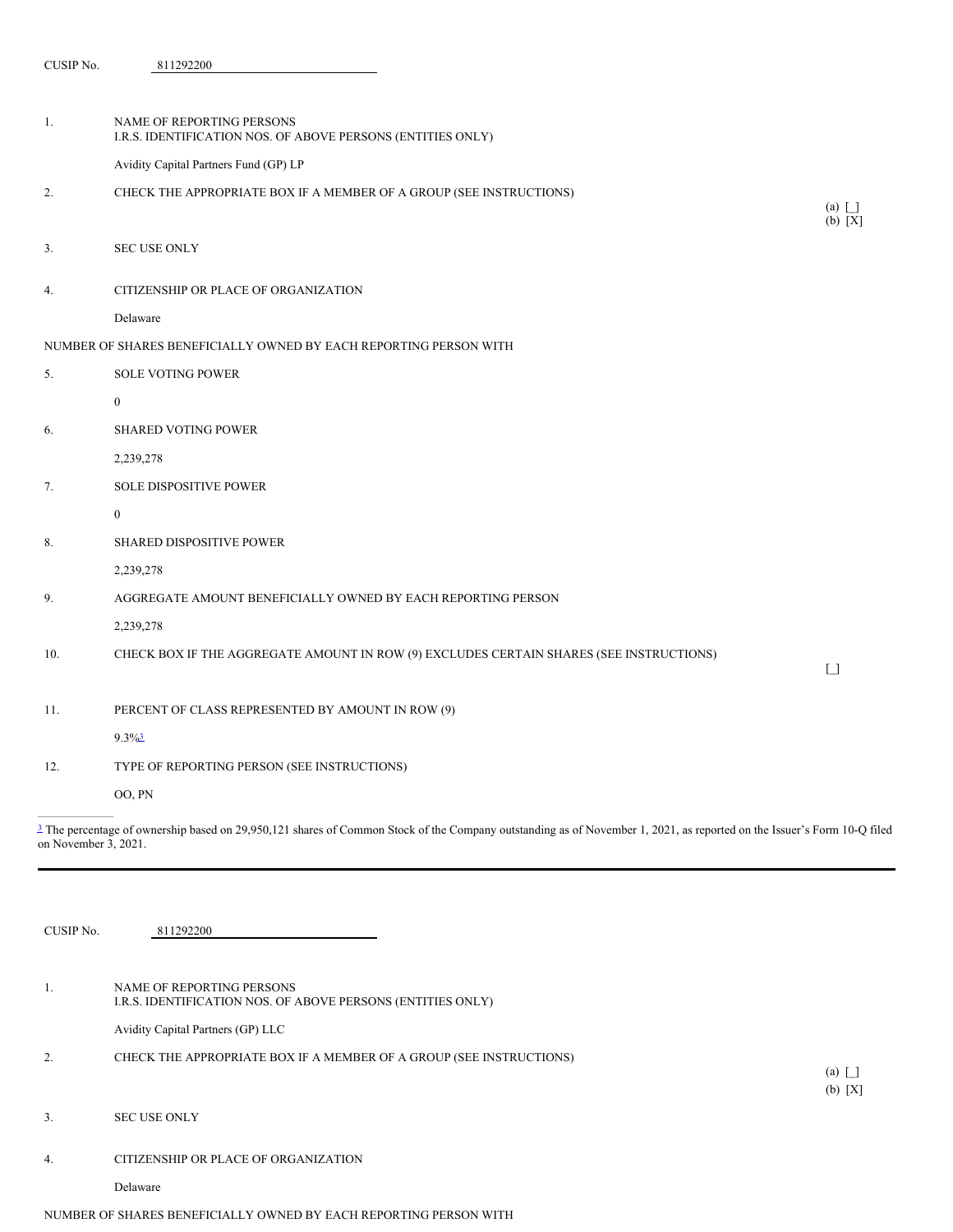CUSIP No. 811292200

1. NAME OF REPORTING PERSONS
I.R.S. IDENTIFICATION NOS. OF ABOVE PERSONS (ENTITIES ONLY)

Avidity Capital Partners Fund (GP) LP

2. CHECK THE APPROPRIATE BOX IF A MEMBER OF A GROUP (SEE INSTRUCTIONS)

(a) [_]
(b) [X]

3. SEC USE ONLY

4. CITIZENSHIP OR PLACE OF ORGANIZATION

Delaware

NUMBER OF SHARES BENEFICIALLY OWNED BY EACH REPORTING PERSON WITH

5. SOLE VOTING POWER

0

6. SHARED VOTING POWER

2,239,278

7. SOLE DISPOSITIVE POWER

0

8. SHARED DISPOSITIVE POWER

2,239,278

9. AGGREGATE AMOUNT BENEFICIALLY OWNED BY EACH REPORTING PERSON

2,239,278

10. CHECK BOX IF THE AGGREGATE AMOUNT IN ROW (9) EXCLUDES CERTAIN SHARES (SEE INSTRUCTIONS)

[_]

11. PERCENT OF CLASS REPRESENTED BY AMOUNT IN ROW (9)

9.3%[3]

12. TYPE OF REPORTING PERSON (SEE INSTRUCTIONS)

OO, PN

---

[3] The percentage of ownership based on 29,950,121 shares of Common Stock of the Company outstanding as of November 1, 2021, as reported on the Issuer's Form 10-Q filed on November 3, 2021.

---

CUSIP No. 811292200

1. NAME OF REPORTING PERSONS
I.R.S. IDENTIFICATION NOS. OF ABOVE PERSONS (ENTITIES ONLY)

Avidity Capital Partners (GP) LLC

2. CHECK THE APPROPRIATE BOX IF A MEMBER OF A GROUP (SEE INSTRUCTIONS)

(a) [_]
(b) [X]

3. SEC USE ONLY

4. CITIZENSHIP OR PLACE OF ORGANIZATION

Delaware

NUMBER OF SHARES BENEFICIALLY OWNED BY EACH REPORTING PERSON WITH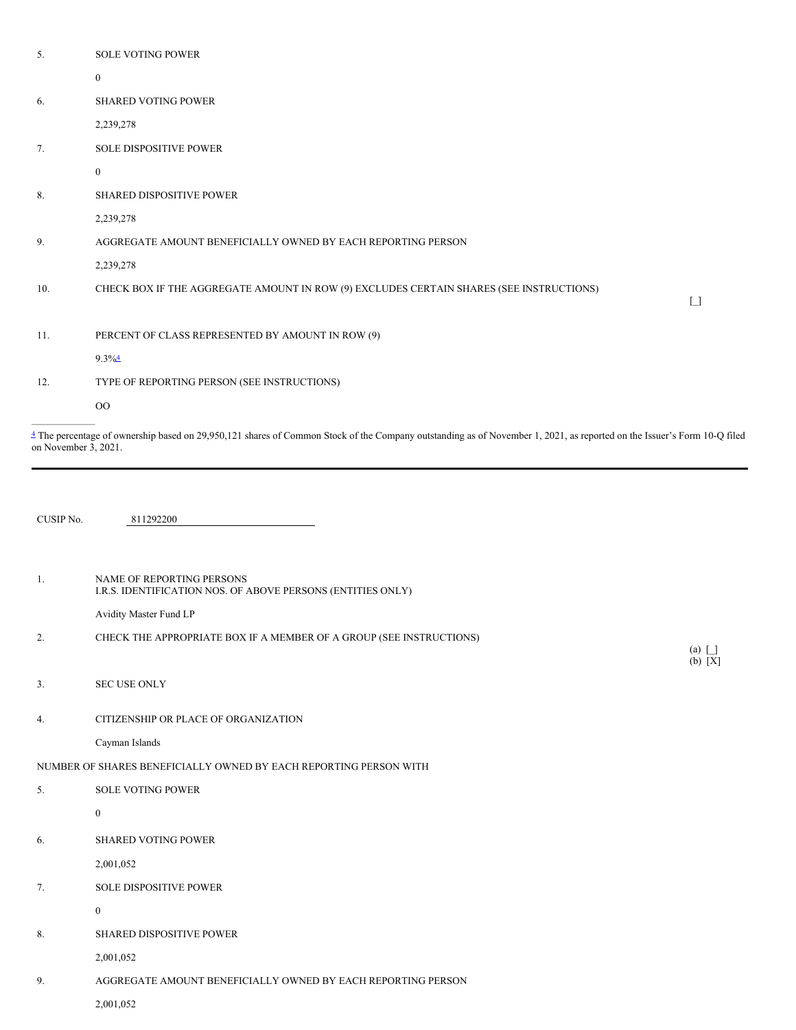| | | |
|---|---|---|
| 5. | SOLE VOTING POWER | |
| | 0 | |
| 6. | SHARED VOTING POWER | |
| | 2,239,278 | |
| 7. | SOLE DISPOSITIVE POWER | |
| | 0 | |
| 8. | SHARED DISPOSITIVE POWER | |
| | 2,239,278 | |
| 9. | AGGREGATE AMOUNT BENEFICIALLY OWNED BY EACH REPORTING PERSON | |
| | 2,239,278 | |
| 10. | CHECK BOX IF THE AGGREGATE AMOUNT IN ROW (9) EXCLUDES CERTAIN SHARES (SEE INSTRUCTIONS) | [_] |
| 11. | PERCENT OF CLASS REPRESENTED BY AMOUNT IN ROW (9) | |
| | 9.3%[4] | |
| 12. | TYPE OF REPORTING PERSON (SEE INSTRUCTIONS) | |
| | OO | |

---

[4] The percentage of ownership based on 29,950,121 shares of Common Stock of the Company outstanding as of November 1, 2021, as reported on the Issuer's Form 10-Q filed on November 3, 2021.

---

CUSIP No. 811292200

| | | |
|---|---|---|
| 1. | NAME OF REPORTING PERSONS<br>I.R.S. IDENTIFICATION NOS. OF ABOVE PERSONS (ENTITIES ONLY) | |
| | Avidity Master Fund LP | |
| 2. | CHECK THE APPROPRIATE BOX IF A MEMBER OF A GROUP (SEE INSTRUCTIONS) | (a) [_]<br>(b) [X] |
| 3. | SEC USE ONLY | |
| 4. | CITIZENSHIP OR PLACE OF ORGANIZATION | |
| | Cayman Islands | |
| NUMBER OF SHARES BENEFICIALLY OWNED BY EACH REPORTING PERSON WITH | | |
| 5. | SOLE VOTING POWER | |
| | 0 | |
| 6. | SHARED VOTING POWER | |
| | 2,001,052 | |
| 7. | SOLE DISPOSITIVE POWER | |
| | 0 | |
| 8. | SHARED DISPOSITIVE POWER | |
| | 2,001,052 | |
| 9. | AGGREGATE AMOUNT BENEFICIALLY OWNED BY EACH REPORTING PERSON | |
| | 2,001,052 | |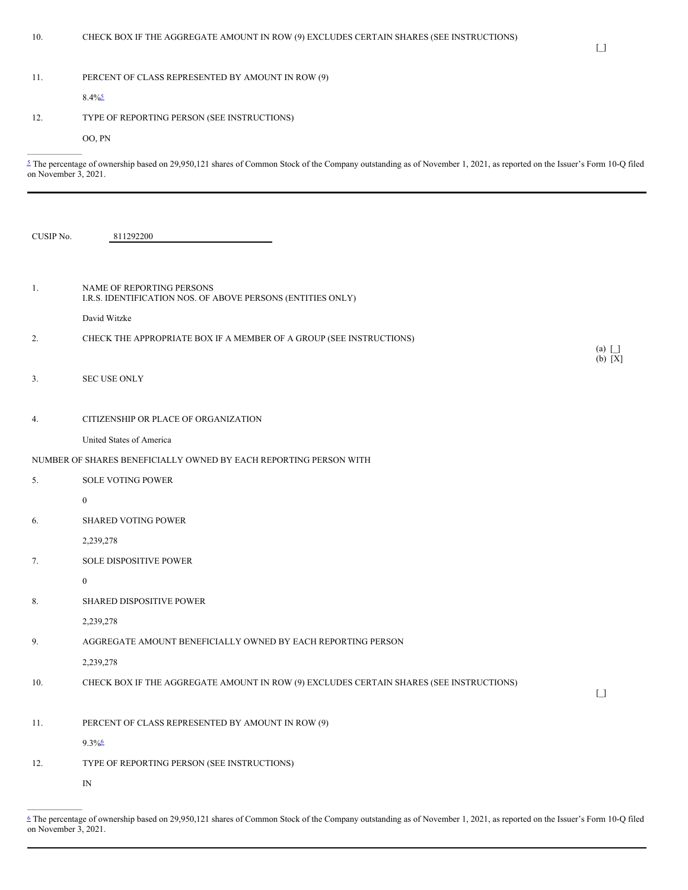| | | |
|---|---|---|
| 10. | CHECK BOX IF THE AGGREGATE AMOUNT IN ROW (9) EXCLUDES CERTAIN SHARES (SEE INSTRUCTIONS) | [_] |
| 11. | PERCENT OF CLASS REPRESENTED BY AMOUNT IN ROW (9)<br><br>8.4%[5] | |
| 12. | TYPE OF REPORTING PERSON (SEE INSTRUCTIONS)<br><br>OO, PN | |

[5] The percentage of ownership based on 29,950,121 shares of Common Stock of the Company outstanding as of November 1, 2021, as reported on the Issuer's Form 10-Q filed on November 3, 2021.

---

CUSIP No. 811292200

| | | |
|---|---|---|
| 1. | NAME OF REPORTING PERSONS<br>I.R.S. IDENTIFICATION NOS. OF ABOVE PERSONS (ENTITIES ONLY)<br><br>David Witzke | |
| 2. | CHECK THE APPROPRIATE BOX IF A MEMBER OF A GROUP (SEE INSTRUCTIONS) | (a) [_]<br>(b) [X] |
| 3. | SEC USE ONLY | |
| 4. | CITIZENSHIP OR PLACE OF ORGANIZATION<br><br>United States of America | |
| NUMBER OF SHARES BENEFICIALLY OWNED BY EACH REPORTING PERSON WITH | | |
| 5. | SOLE VOTING POWER<br><br>0 | |
| 6. | SHARED VOTING POWER<br><br>2,239,278 | |
| 7. | SOLE DISPOSITIVE POWER<br><br>0 | |
| 8. | SHARED DISPOSITIVE POWER<br><br>2,239,278 | |
| 9. | AGGREGATE AMOUNT BENEFICIALLY OWNED BY EACH REPORTING PERSON<br><br>2,239,278 | |
| 10. | CHECK BOX IF THE AGGREGATE AMOUNT IN ROW (9) EXCLUDES CERTAIN SHARES (SEE INSTRUCTIONS) | [_] |
| 11. | PERCENT OF CLASS REPRESENTED BY AMOUNT IN ROW (9)<br><br>9.3%[6] | |
| 12. | TYPE OF REPORTING PERSON (SEE INSTRUCTIONS)<br><br>IN | |

[6] The percentage of ownership based on 29,950,121 shares of Common Stock of the Company outstanding as of November 1, 2021, as reported on the Issuer's Form 10-Q filed on November 3, 2021.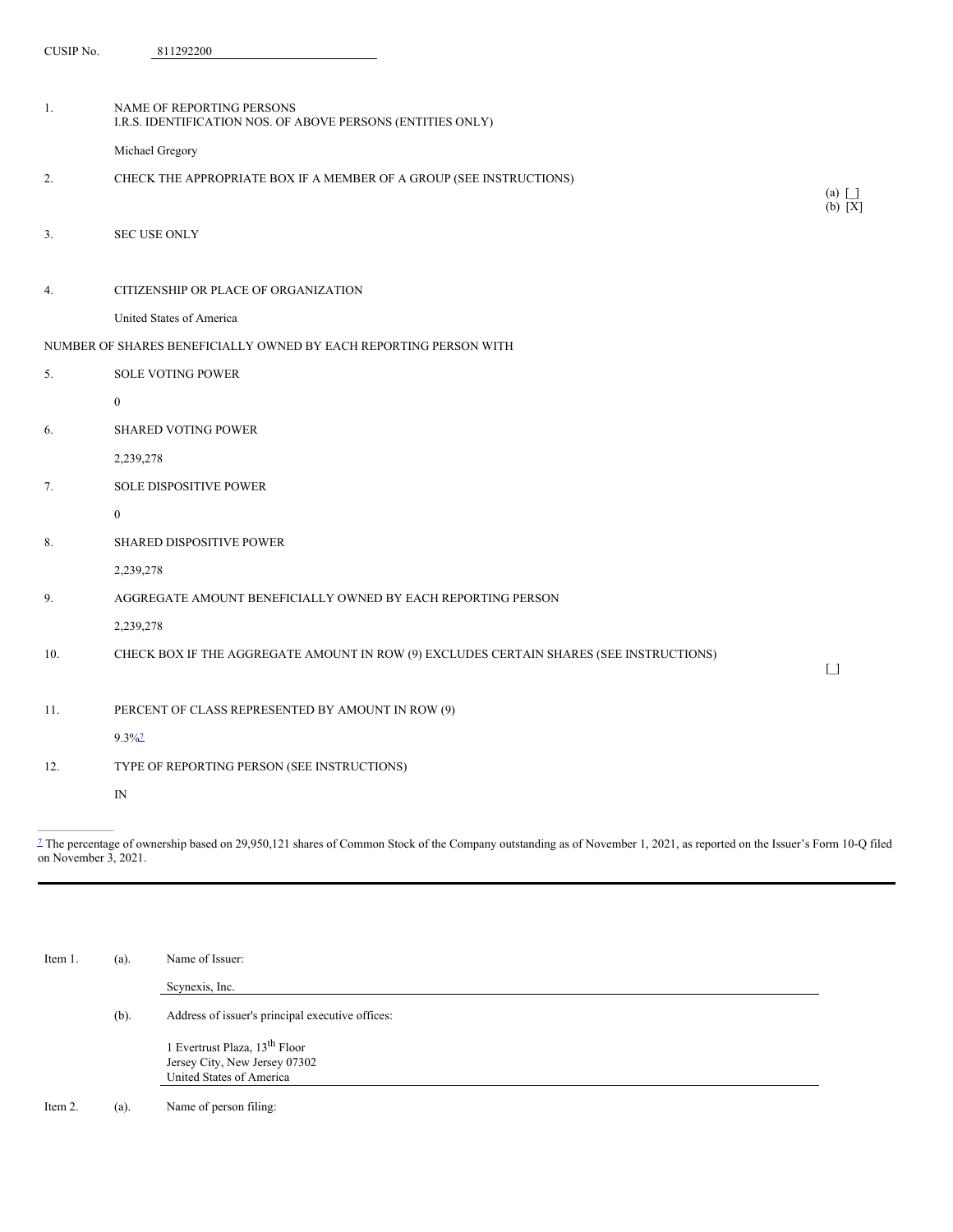CUSIP No. 811292200

| | | |
|---|---|---|
| 1. | NAME OF REPORTING PERSONS<br>I.R.S. IDENTIFICATION NOS. OF ABOVE PERSONS (ENTITIES ONLY)<br><br>Michael Gregory | |
| 2. | CHECK THE APPROPRIATE BOX IF A MEMBER OF A GROUP (SEE INSTRUCTIONS) | (a) [_]<br>(b) [X] |
| 3. | SEC USE ONLY | |
| 4. | CITIZENSHIP OR PLACE OF ORGANIZATION<br><br>United States of America | |
| NUMBER OF SHARES BENEFICIALLY OWNED BY EACH REPORTING PERSON WITH | | |
| 5. | SOLE VOTING POWER<br><br>0 | |
| 6. | SHARED VOTING POWER<br><br>2,239,278 | |
| 7. | SOLE DISPOSITIVE POWER<br><br>0 | |
| 8. | SHARED DISPOSITIVE POWER<br><br>2,239,278 | |
| 9. | AGGREGATE AMOUNT BENEFICIALLY OWNED BY EACH REPORTING PERSON<br><br>2,239,278 | |
| 10. | CHECK BOX IF THE AGGREGATE AMOUNT IN ROW (9) EXCLUDES CERTAIN SHARES (SEE INSTRUCTIONS) | [_] |
| 11. | PERCENT OF CLASS REPRESENTED BY AMOUNT IN ROW (9)<br><br>9.3%[7] | |
| 12. | TYPE OF REPORTING PERSON (SEE INSTRUCTIONS)<br><br>IN | |

[7] The percentage of ownership based on 29,950,121 shares of Common Stock of the Company outstanding as of November 1, 2021, as reported on the Issuer's Form 10-Q filed on November 3, 2021.

---

Item 1. (a). Name of Issuer:

Scynexis, Inc.

(b). Address of issuer's principal executive offices:

1 Evertrust Plaza, 13th Floor
Jersey City, New Jersey 07302
United States of America

Item 2. (a). Name of person filing: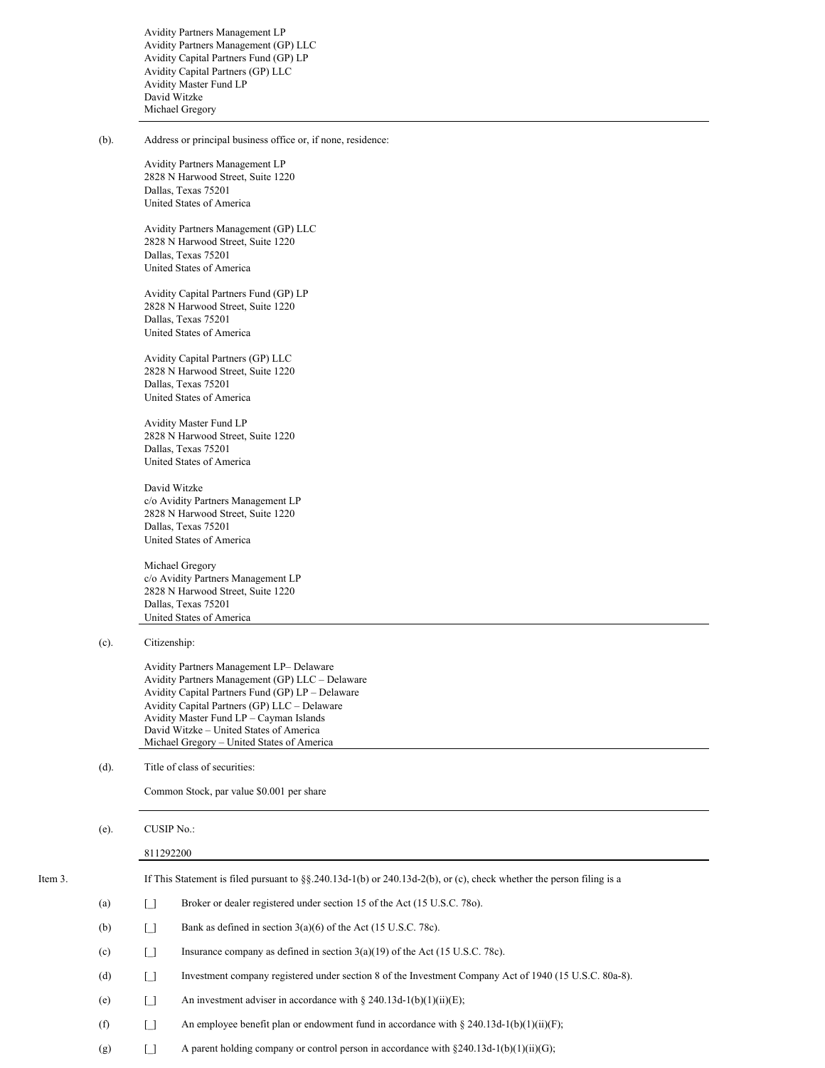Avidity Partners Management LP
Avidity Partners Management (GP) LLC
Avidity Capital Partners Fund (GP) LP
Avidity Capital Partners (GP) LLC
Avidity Master Fund LP
David Witzke
Michael Gregory

(b). Address or principal business office or, if none, residence:

Avidity Partners Management LP
2828 N Harwood Street, Suite 1220
Dallas, Texas 75201
United States of America

Avidity Partners Management (GP) LLC
2828 N Harwood Street, Suite 1220
Dallas, Texas 75201
United States of America

Avidity Capital Partners Fund (GP) LP
2828 N Harwood Street, Suite 1220
Dallas, Texas 75201
United States of America

Avidity Capital Partners (GP) LLC
2828 N Harwood Street, Suite 1220
Dallas, Texas 75201
United States of America

Avidity Master Fund LP
2828 N Harwood Street, Suite 1220
Dallas, Texas 75201
United States of America

David Witzke
c/o Avidity Partners Management LP
2828 N Harwood Street, Suite 1220
Dallas, Texas 75201
United States of America

Michael Gregory
c/o Avidity Partners Management LP
2828 N Harwood Street, Suite 1220
Dallas, Texas 75201
United States of America

(c). Citizenship:

Avidity Partners Management LP– Delaware
Avidity Partners Management (GP) LLC – Delaware
Avidity Capital Partners Fund (GP) LP – Delaware
Avidity Capital Partners (GP) LLC – Delaware
Avidity Master Fund LP – Cayman Islands
David Witzke – United States of America
Michael Gregory – United States of America

(d). Title of class of securities:

Common Stock, par value $0.001 per share

(e). CUSIP No.:

811292200

Item 3. If This Statement is filed pursuant to §§.240.13d-1(b) or 240.13d-2(b), or (c), check whether the person filing is a

(a) [_] Broker or dealer registered under section 15 of the Act (15 U.S.C. 78o).

(b) [_] Bank as defined in section 3(a)(6) of the Act (15 U.S.C. 78c).

(c) [_] Insurance company as defined in section 3(a)(19) of the Act (15 U.S.C. 78c).

(d) [_] Investment company registered under section 8 of the Investment Company Act of 1940 (15 U.S.C. 80a-8).

(e) [_] An investment adviser in accordance with § 240.13d-1(b)(1)(ii)(E);

(f) [_] An employee benefit plan or endowment fund in accordance with § 240.13d-1(b)(1)(ii)(F);

(g) [_] A parent holding company or control person in accordance with §240.13d-1(b)(1)(ii)(G);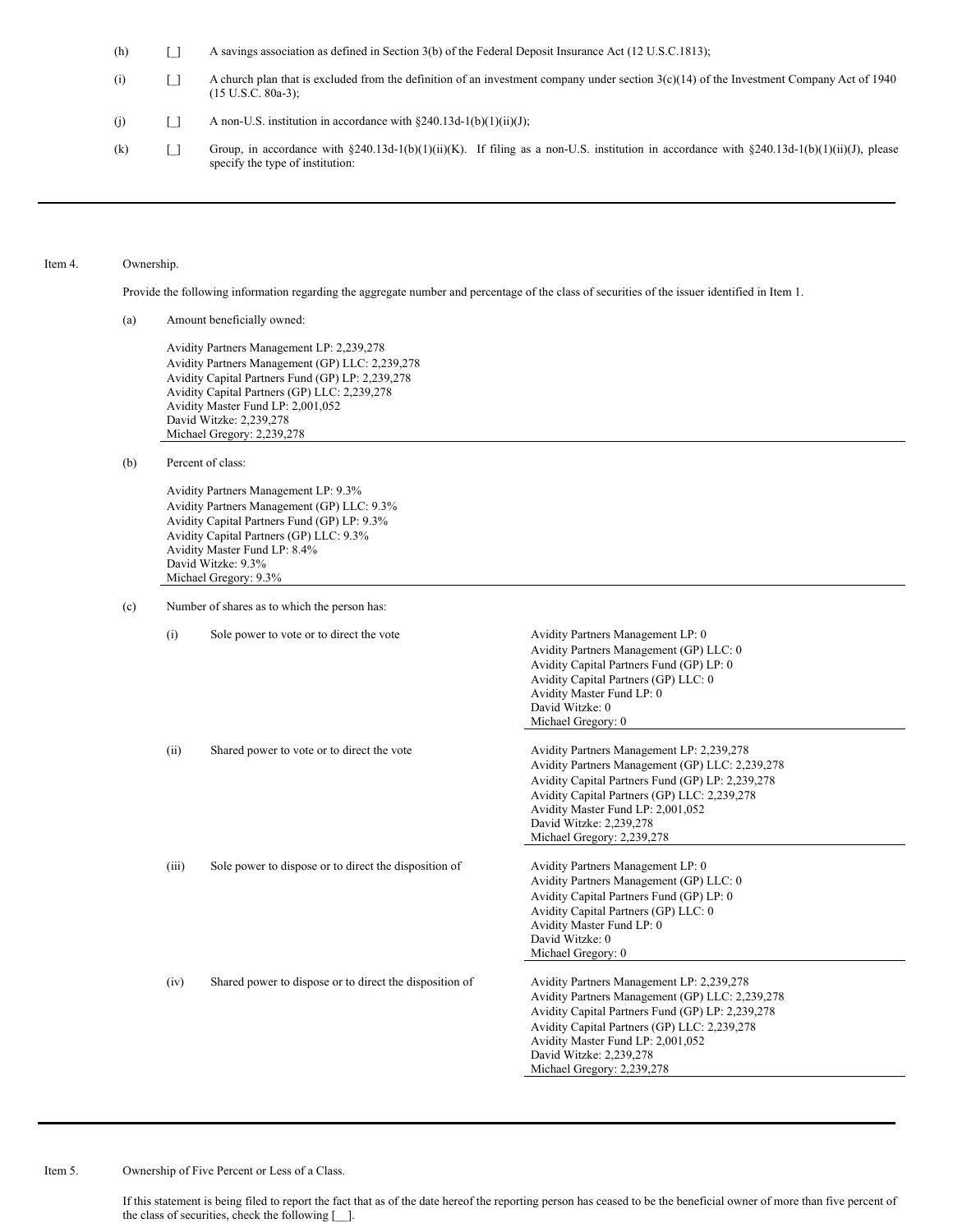(h) [_] A savings association as defined in Section 3(b) of the Federal Deposit Insurance Act (12 U.S.C.1813);

(i) [_] A church plan that is excluded from the definition of an investment company under section 3(c)(14) of the Investment Company Act of 1940 (15 U.S.C. 80a-3);

(j) [_] A non-U.S. institution in accordance with §240.13d-1(b)(1)(ii)(J);

(k) [_] Group, in accordance with §240.13d-1(b)(1)(ii)(K). If filing as a non-U.S. institution in accordance with §240.13d-1(b)(1)(ii)(J), please specify the type of institution:

---

Item 4. Ownership.

Provide the following information regarding the aggregate number and percentage of the class of securities of the issuer identified in Item 1.

(a) Amount beneficially owned:

Avidity Partners Management LP: 2,239,278
Avidity Partners Management (GP) LLC: 2,239,278
Avidity Capital Partners Fund (GP) LP: 2,239,278
Avidity Capital Partners (GP) LLC: 2,239,278
Avidity Master Fund LP: 2,001,052
David Witzke: 2,239,278
Michael Gregory: 2,239,278

(b) Percent of class:

Avidity Partners Management LP: 9.3%
Avidity Partners Management (GP) LLC: 9.3%
Avidity Capital Partners Fund (GP) LP: 9.3%
Avidity Capital Partners (GP) LLC: 9.3%
Avidity Master Fund LP: 8.4%
David Witzke: 9.3%
Michael Gregory: 9.3%

(c) Number of shares as to which the person has:

| | | |
|---|---|---|
| (i) | Sole power to vote or to direct the vote | Avidity Partners Management LP: 0<br>Avidity Partners Management (GP) LLC: 0<br>Avidity Capital Partners Fund (GP) LP: 0<br>Avidity Capital Partners (GP) LLC: 0<br>Avidity Master Fund LP: 0<br>David Witzke: 0<br>Michael Gregory: 0 |
| (ii) | Shared power to vote or to direct the vote | Avidity Partners Management LP: 2,239,278<br>Avidity Partners Management (GP) LLC: 2,239,278<br>Avidity Capital Partners Fund (GP) LP: 2,239,278<br>Avidity Capital Partners (GP) LLC: 2,239,278<br>Avidity Master Fund LP: 2,001,052<br>David Witzke: 2,239,278<br>Michael Gregory: 2,239,278 |
| (iii) | Sole power to dispose or to direct the disposition of | Avidity Partners Management LP: 0<br>Avidity Partners Management (GP) LLC: 0<br>Avidity Capital Partners Fund (GP) LP: 0<br>Avidity Capital Partners (GP) LLC: 0<br>Avidity Master Fund LP: 0<br>David Witzke: 0<br>Michael Gregory: 0 |
| (iv) | Shared power to dispose or to direct the disposition of | Avidity Partners Management LP: 2,239,278<br>Avidity Partners Management (GP) LLC: 2,239,278<br>Avidity Capital Partners Fund (GP) LP: 2,239,278<br>Avidity Capital Partners (GP) LLC: 2,239,278<br>Avidity Master Fund LP: 2,001,052<br>David Witzke: 2,239,278<br>Michael Gregory: 2,239,278 |

---

Item 5. Ownership of Five Percent or Less of a Class.

If this statement is being filed to report the fact that as of the date hereof the reporting person has ceased to be the beneficial owner of more than five percent of the class of securities, check the following [__].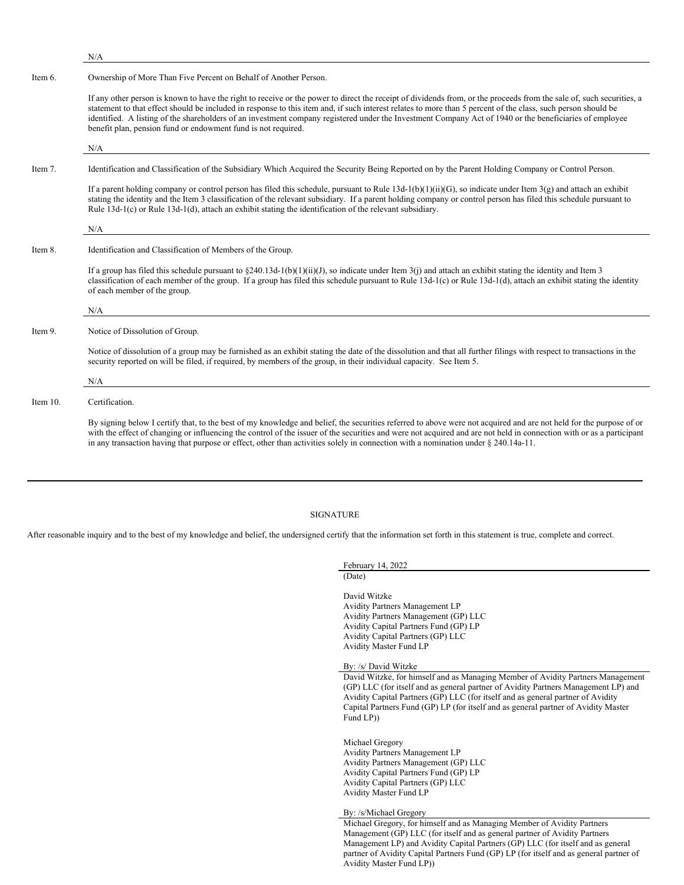N/A

Item 6. Ownership of More Than Five Percent on Behalf of Another Person.

If any other person is known to have the right to receive or the power to direct the receipt of dividends from, or the proceeds from the sale of, such securities, a statement to that effect should be included in response to this item and, if such interest relates to more than 5 percent of the class, such person should be identified. A listing of the shareholders of an investment company registered under the Investment Company Act of 1940 or the beneficiaries of employee benefit plan, pension fund or endowment fund is not required.

N/A

Item 7. Identification and Classification of the Subsidiary Which Acquired the Security Being Reported on by the Parent Holding Company or Control Person.

If a parent holding company or control person has filed this schedule, pursuant to Rule 13d-1(b)(1)(ii)(G), so indicate under Item 3(g) and attach an exhibit stating the identity and the Item 3 classification of the relevant subsidiary. If a parent holding company or control person has filed this schedule pursuant to Rule 13d-1(c) or Rule 13d-1(d), attach an exhibit stating the identification of the relevant subsidiary.

N/A

Item 8. Identification and Classification of Members of the Group.

If a group has filed this schedule pursuant to §240.13d-1(b)(1)(ii)(J), so indicate under Item 3(j) and attach an exhibit stating the identity and Item 3 classification of each member of the group. If a group has filed this schedule pursuant to Rule 13d-1(c) or Rule 13d-1(d), attach an exhibit stating the identity of each member of the group.

N/A

Item 9. Notice of Dissolution of Group.

Notice of dissolution of a group may be furnished as an exhibit stating the date of the dissolution and that all further filings with respect to transactions in the security reported on will be filed, if required, by members of the group, in their individual capacity. See Item 5.

N/A

Item 10. Certification.

By signing below I certify that, to the best of my knowledge and belief, the securities referred to above were not acquired and are not held for the purpose of or with the effect of changing or influencing the control of the issuer of the securities and were not acquired and are not held in connection with or as a participant in any transaction having that purpose or effect, other than activities solely in connection with a nomination under § 240.14a-11.

---

SIGNATURE

After reasonable inquiry and to the best of my knowledge and belief, the undersigned certify that the information set forth in this statement is true, complete and correct.

February 14, 2022
(Date)

David Witzke
Avidity Partners Management LP
Avidity Partners Management (GP) LLC
Avidity Capital Partners Fund (GP) LP
Avidity Capital Partners (GP) LLC
Avidity Master Fund LP

By: /s/ David Witzke
David Witzke, for himself and as Managing Member of Avidity Partners Management (GP) LLC (for itself and as general partner of Avidity Partners Management LP) and Avidity Capital Partners (GP) LLC (for itself and as general partner of Avidity Capital Partners Fund (GP) LP (for itself and as general partner of Avidity Master Fund LP))

Michael Gregory
Avidity Partners Management LP
Avidity Partners Management (GP) LLC
Avidity Capital Partners Fund (GP) LP
Avidity Capital Partners (GP) LLC
Avidity Master Fund LP

By: /s/Michael Gregory
Michael Gregory, for himself and as Managing Member of Avidity Partners Management (GP) LLC (for itself and as general partner of Avidity Partners Management LP) and Avidity Capital Partners (GP) LLC (for itself and as general partner of Avidity Capital Partners Fund (GP) LP (for itself and as general partner of Avidity Master Fund LP))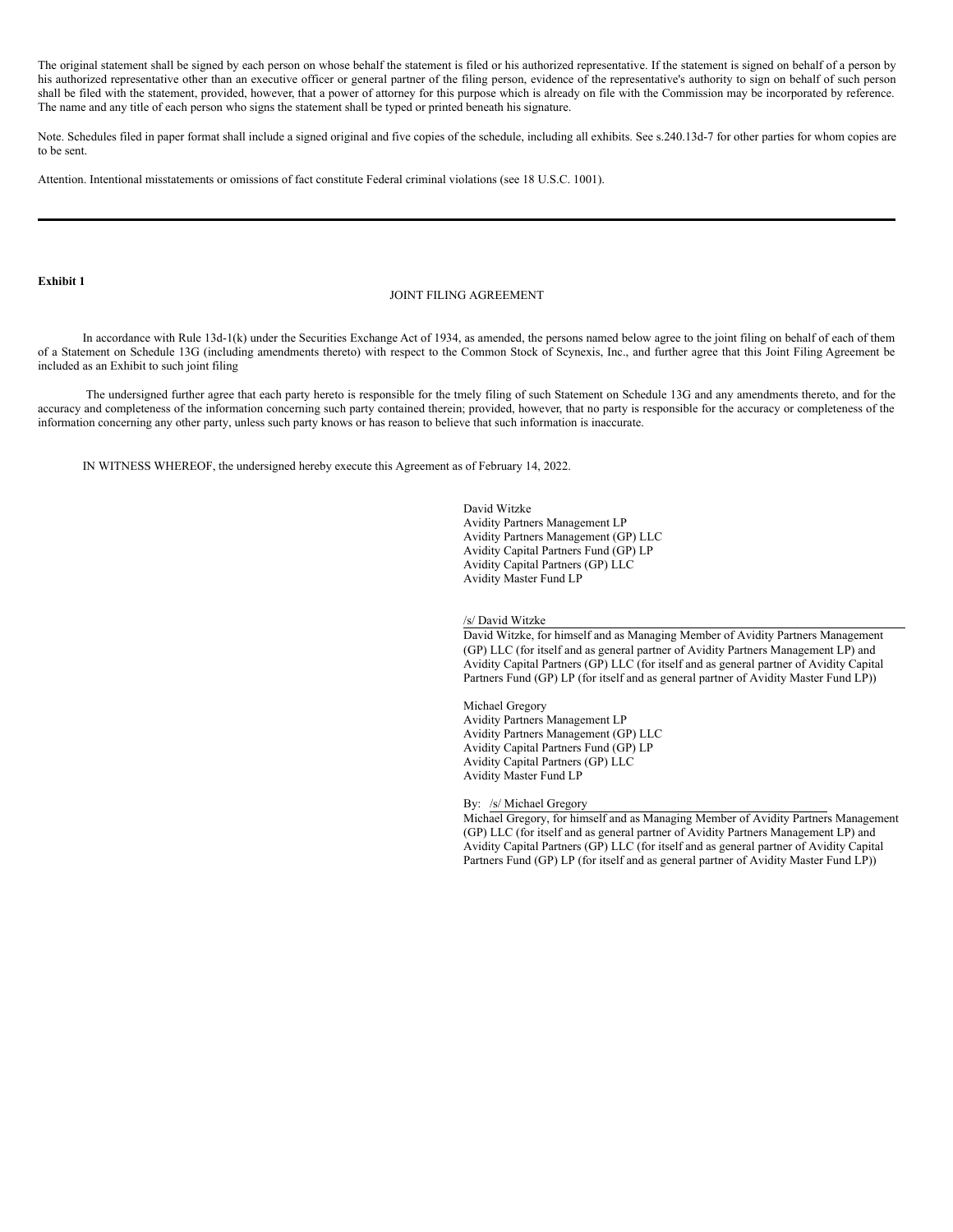The original statement shall be signed by each person on whose behalf the statement is filed or his authorized representative. If the statement is signed on behalf of a person by his authorized representative other than an executive officer or general partner of the filing person, evidence of the representative's authority to sign on behalf of such person shall be filed with the statement, provided, however, that a power of attorney for this purpose which is already on file with the Commission may be incorporated by reference. The name and any title of each person who signs the statement shall be typed or printed beneath his signature.

Note. Schedules filed in paper format shall include a signed original and five copies of the schedule, including all exhibits. See s.240.13d-7 for other parties for whom copies are to be sent.

Attention. Intentional misstatements or omissions of fact constitute Federal criminal violations (see 18 U.S.C. 1001).

---

**Exhibit 1**

JOINT FILING AGREEMENT

In accordance with Rule 13d-1(k) under the Securities Exchange Act of 1934, as amended, the persons named below agree to the joint filing on behalf of each of them of a Statement on Schedule 13G (including amendments thereto) with respect to the Common Stock of Scynexis, Inc., and further agree that this Joint Filing Agreement be included as an Exhibit to such joint filing

The undersigned further agree that each party hereto is responsible for the tmely filing of such Statement on Schedule 13G and any amendments thereto, and for the accuracy and completeness of the information concerning such party contained therein; provided, however, that no party is responsible for the accuracy or completeness of the information concerning any other party, unless such party knows or has reason to believe that such information is inaccurate.

IN WITNESS WHEREOF, the undersigned hereby execute this Agreement as of February 14, 2022.

David Witzke
Avidity Partners Management LP
Avidity Partners Management (GP) LLC
Avidity Capital Partners Fund (GP) LP
Avidity Capital Partners (GP) LLC
Avidity Master Fund LP

/s/ David Witzke
David Witzke, for himself and as Managing Member of Avidity Partners Management (GP) LLC (for itself and as general partner of Avidity Partners Management LP) and Avidity Capital Partners (GP) LLC (for itself and as general partner of Avidity Capital Partners Fund (GP) LP (for itself and as general partner of Avidity Master Fund LP))

Michael Gregory
Avidity Partners Management LP
Avidity Partners Management (GP) LLC
Avidity Capital Partners Fund (GP) LP
Avidity Capital Partners (GP) LLC
Avidity Master Fund LP

By: /s/ Michael Gregory
Michael Gregory, for himself and as Managing Member of Avidity Partners Management (GP) LLC (for itself and as general partner of Avidity Partners Management LP) and Avidity Capital Partners (GP) LLC (for itself and as general partner of Avidity Capital Partners Fund (GP) LP (for itself and as general partner of Avidity Master Fund LP))